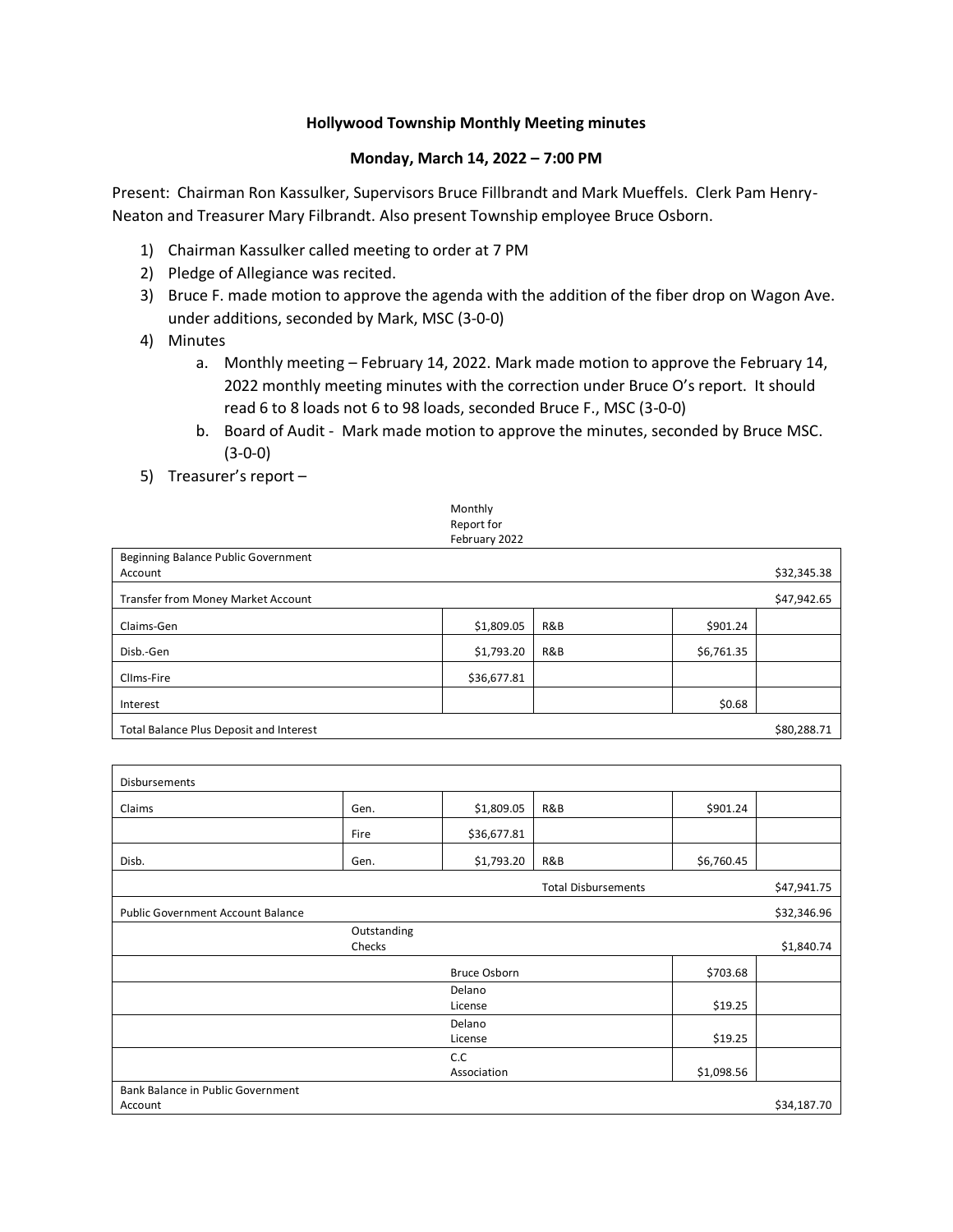**Hollywood Township Monthly Meeting minutes**

**Monday, March 14, 2022 – 7:00 PM**

Present: Chairman Ron Kassulker, Supervisors Bruce Fillbrandt and Mark Mueffels. Clerk Pam Henry-Neaton and Treasurer Mary Filbrandt. Also present Township employee Bruce Osborn.

1) Chairman Kassulker called meeting to order at 7 PM
2) Pledge of Allegiance was recited.
3) Bruce F. made motion to approve the agenda with the addition of the fiber drop on Wagon Ave. under additions, seconded by Mark, MSC (3-0-0)
4) Minutes
   a. Monthly meeting – February 14, 2022. Mark made motion to approve the February 14, 2022 monthly meeting minutes with the correction under Bruce O's report. It should read 6 to 8 loads not 6 to 98 loads, seconded Bruce F., MSC (3-0-0)
   b. Board of Audit - Mark made motion to approve the minutes, seconded by Bruce MSC. (3-0-0)
5) Treasurer's report –

Monthly Report for February 2022

| | | | | |
|---|---|---|---|---|
| Beginning Balance Public Government Account | | | | $32,345.38 |
| Transfer from Money Market Account | | | | $47,942.65 |
| Claims-Gen | $1,809.05 | R&B | $901.24 | |
| Disb.-Gen | $1,793.20 | R&B | $6,761.35 | |
| Cllms-Fire | $36,677.81 | | | |
| Interest | | | $0.68 | |
| Total Balance Plus Deposit and Interest | | | | $80,288.71 |

| | | | | | |
|---|---|---|---|---|---|
| Disbursements | | | | | |
| Claims | Gen. | $1,809.05 | R&B | $901.24 | |
| | Fire | $36,677.81 | | | |
| Disb. | Gen. | $1,793.20 | R&B | $6,760.45 | |
| | | | Total Disbursements | | $47,941.75 |
| Public Government Account Balance | | | | | $32,346.96 |
| | Outstanding Checks | | | | $1,840.74 |
| | | Bruce Osborn | | $703.68 | |
| | | Delano License | | $19.25 | |
| | | Delano License | | $19.25 | |
| | | C.C Association | | $1,098.56 | |
| Bank Balance in Public Government Account | | | | | $34,187.70 |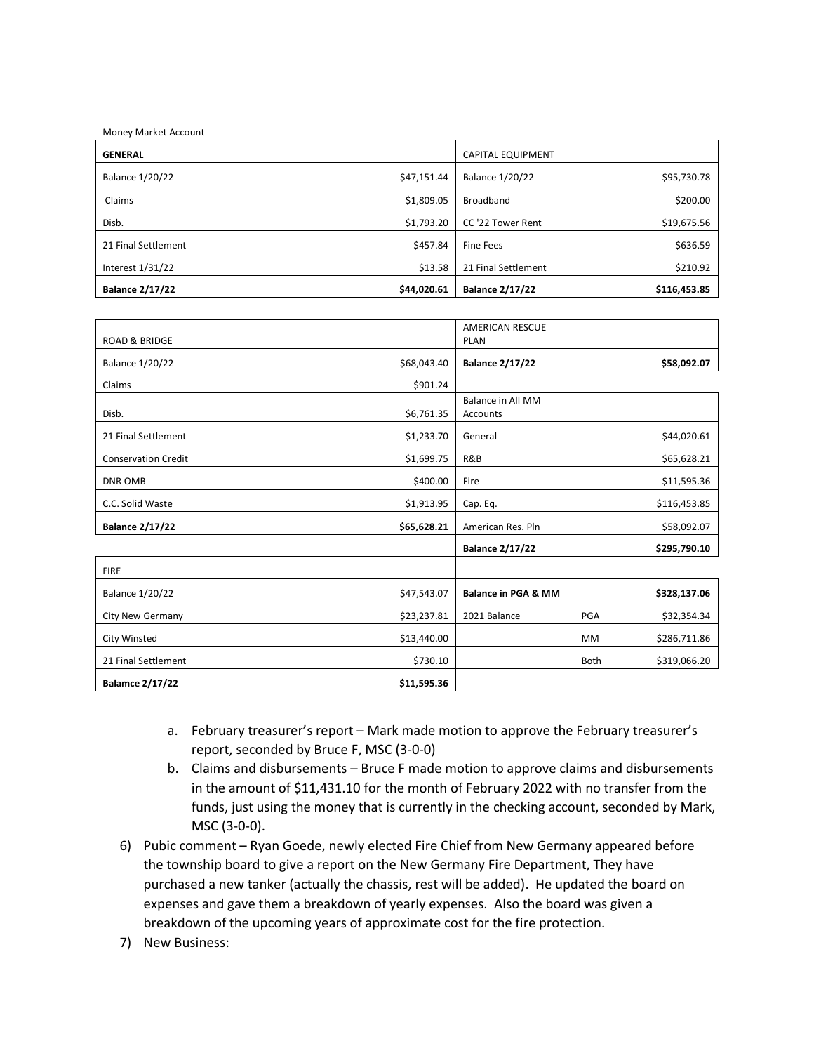Money Market Account

| GENERAL | | CAPITAL EQUIPMENT | |
|---|---|---|---|
| Balance 1/20/22 | $47,151.44 | Balance 1/20/22 | $95,730.78 |
| Claims | $1,809.05 | Broadband | $200.00 |
| Disb. | $1,793.20 | CC '22 Tower Rent | $19,675.56 |
| 21 Final Settlement | $457.84 | Fine Fees | $636.59 |
| Interest 1/31/22 | $13.58 | 21 Final Settlement | $210.92 |
| **Balance 2/17/22** | **$44,020.61** | **Balance 2/17/22** | **$116,453.85** |

| ROAD & BRIDGE | | AMERICAN RESCUE PLAN | | |
|---|---|---|---|---|
| Balance 1/20/22 | $68,043.40 | **Balance 2/17/22** | | **$58,092.07** |
| Claims | $901.24 | | | |
| Disb. | $6,761.35 | Balance in All MM Accounts | | |
| 21 Final Settlement | $1,233.70 | General | | $44,020.61 |
| Conservation Credit | $1,699.75 | R&B | | $65,628.21 |
| DNR OMB | $400.00 | Fire | | $11,595.36 |
| C.C. Solid Waste | $1,913.95 | Cap. Eq. | | $116,453.85 |
| **Balance 2/17/22** | **$65,628.21** | American Res. Pln | | $58,092.07 |
| | | **Balance 2/17/22** | | **$295,790.10** |
| FIRE | | | | |
| Balance 1/20/22 | $47,543.07 | **Balance in PGA & MM** | | **$328,137.06** |
| City New Germany | $23,237.81 | 2021 Balance | PGA | $32,354.34 |
| City Winsted | $13,440.00 | | MM | $286,711.86 |
| 21 Final Settlement | $730.10 | | Both | $319,066.20 |
| **Balamce 2/17/22** | **$11,595.36** | | | |

a. February treasurer's report – Mark made motion to approve the February treasurer's report, seconded by Bruce F, MSC (3-0-0)

b. Claims and disbursements – Bruce F made motion to approve claims and disbursements in the amount of $11,431.10 for the month of February 2022 with no transfer from the funds, just using the money that is currently in the checking account, seconded by Mark, MSC (3-0-0).

6) Pubic comment – Ryan Goede, newly elected Fire Chief from New Germany appeared before the township board to give a report on the New Germany Fire Department, They have purchased a new tanker (actually the chassis, rest will be added). He updated the board on expenses and gave them a breakdown of yearly expenses. Also the board was given a breakdown of the upcoming years of approximate cost for the fire protection.

7) New Business: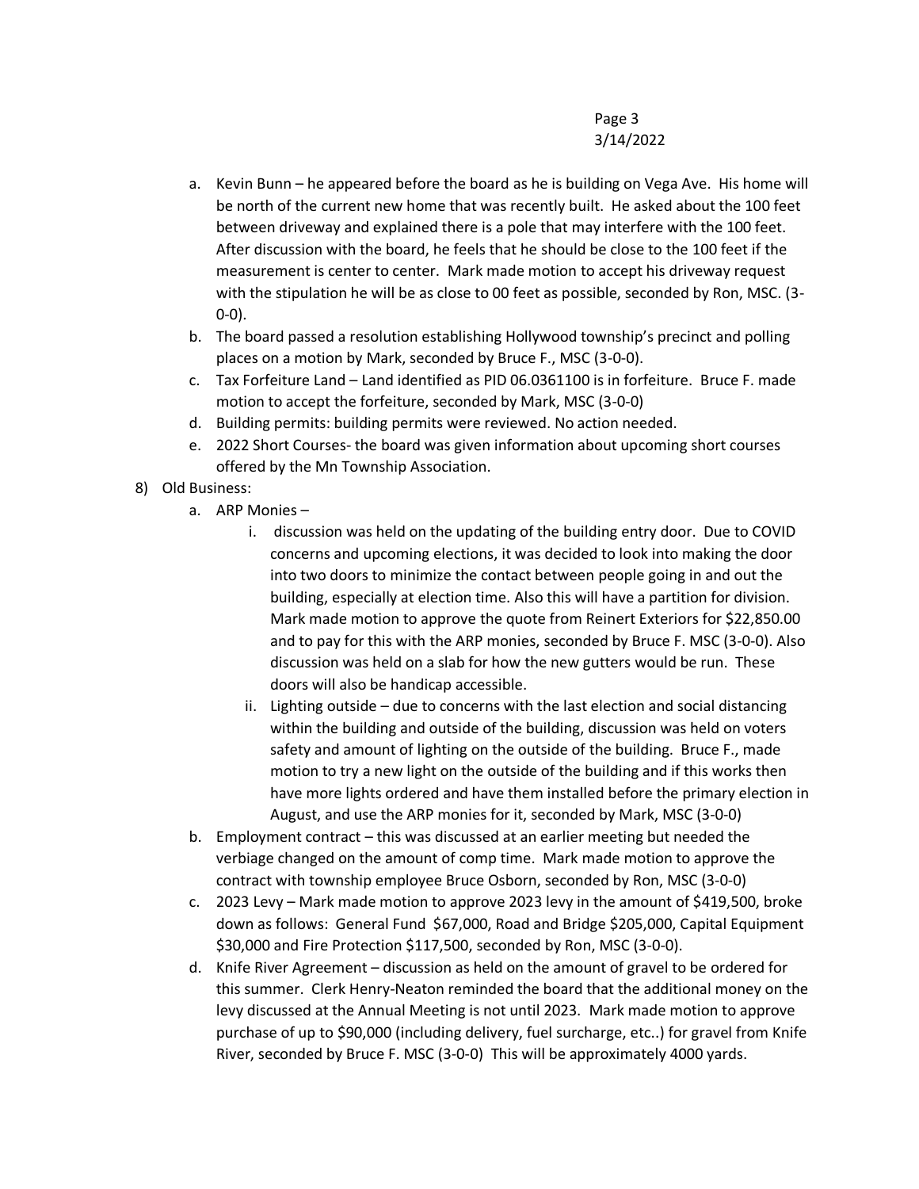a. Kevin Bunn – he appeared before the board as he is building on Vega Ave. His home will be north of the current new home that was recently built. He asked about the 100 feet between driveway and explained there is a pole that may interfere with the 100 feet. After discussion with the board, he feels that he should be close to the 100 feet if the measurement is center to center. Mark made motion to accept his driveway request with the stipulation he will be as close to 00 feet as possible, seconded by Ron, MSC. (3-0-0).
b. The board passed a resolution establishing Hollywood township's precinct and polling places on a motion by Mark, seconded by Bruce F., MSC (3-0-0).
c. Tax Forfeiture Land – Land identified as PID 06.0361100 is in forfeiture. Bruce F. made motion to accept the forfeiture, seconded by Mark, MSC (3-0-0)
d. Building permits: building permits were reviewed. No action needed.
e. 2022 Short Courses- the board was given information about upcoming short courses offered by the Mn Township Association.

8) Old Business:
   a. ARP Monies –
      i. discussion was held on the updating of the building entry door. Due to COVID concerns and upcoming elections, it was decided to look into making the door into two doors to minimize the contact between people going in and out the building, especially at election time. Also this will have a partition for division. Mark made motion to approve the quote from Reinert Exteriors for $22,850.00 and to pay for this with the ARP monies, seconded by Bruce F. MSC (3-0-0). Also discussion was held on a slab for how the new gutters would be run. These doors will also be handicap accessible.
      ii. Lighting outside – due to concerns with the last election and social distancing within the building and outside of the building, discussion was held on voters safety and amount of lighting on the outside of the building. Bruce F., made motion to try a new light on the outside of the building and if this works then have more lights ordered and have them installed before the primary election in August, and use the ARP monies for it, seconded by Mark, MSC (3-0-0)
   b. Employment contract – this was discussed at an earlier meeting but needed the verbiage changed on the amount of comp time. Mark made motion to approve the contract with township employee Bruce Osborn, seconded by Ron, MSC (3-0-0)
   c. 2023 Levy – Mark made motion to approve 2023 levy in the amount of $419,500, broke down as follows: General Fund $67,000, Road and Bridge $205,000, Capital Equipment $30,000 and Fire Protection $117,500, seconded by Ron, MSC (3-0-0).
   d. Knife River Agreement – discussion as held on the amount of gravel to be ordered for this summer. Clerk Henry-Neaton reminded the board that the additional money on the levy discussed at the Annual Meeting is not until 2023. Mark made motion to approve purchase of up to $90,000 (including delivery, fuel surcharge, etc..) for gravel from Knife River, seconded by Bruce F. MSC (3-0-0) This will be approximately 4000 yards.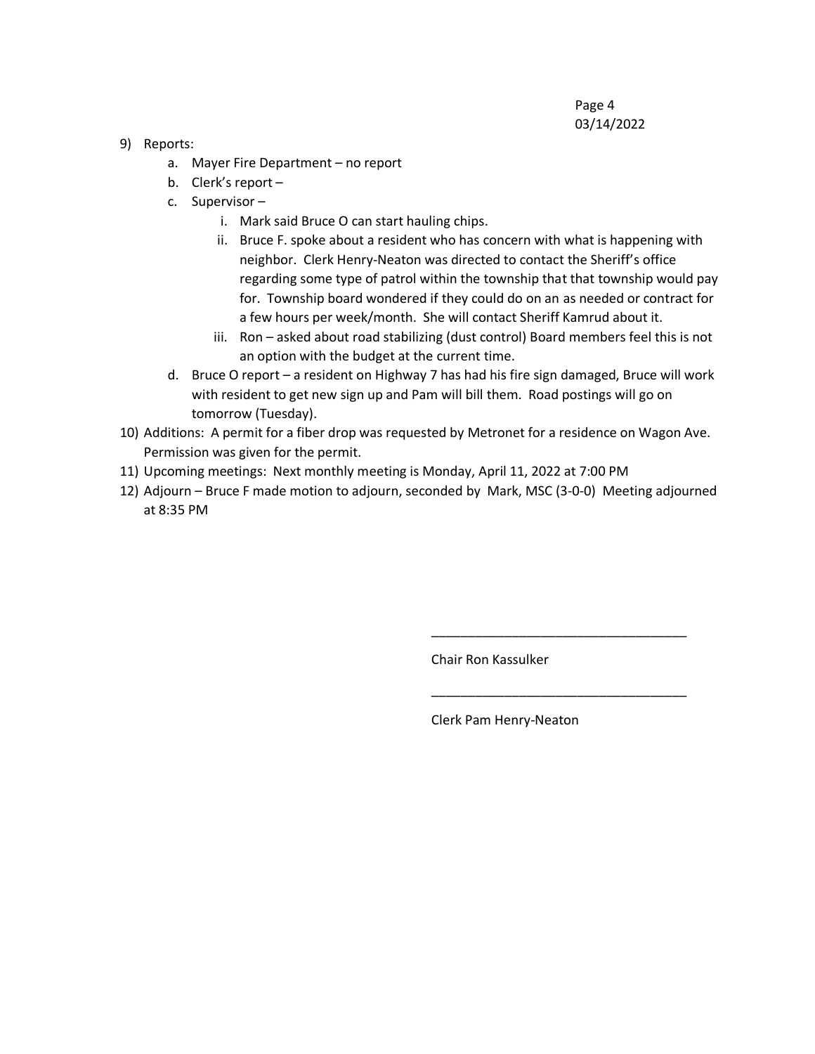9) Reports:
   a. Mayer Fire Department – no report
   b. Clerk's report –
   c. Supervisor –
      i. Mark said Bruce O can start hauling chips.
      ii. Bruce F. spoke about a resident who has concern with what is happening with neighbor. Clerk Henry-Neaton was directed to contact the Sheriff's office regarding some type of patrol within the township that that township would pay for. Township board wondered if they could do on an as needed or contract for a few hours per week/month. She will contact Sheriff Kamrud about it.
      iii. Ron – asked about road stabilizing (dust control) Board members feel this is not an option with the budget at the current time.
   d. Bruce O report – a resident on Highway 7 has had his fire sign damaged, Bruce will work with resident to get new sign up and Pam will bill them. Road postings will go on tomorrow (Tuesday).
10) Additions: A permit for a fiber drop was requested by Metronet for a residence on Wagon Ave. Permission was given for the permit.
11) Upcoming meetings: Next monthly meeting is Monday, April 11, 2022 at 7:00 PM
12) Adjourn – Bruce F made motion to adjourn, seconded by Mark, MSC (3-0-0) Meeting adjourned at 8:35 PM

___________________________________

Chair Ron Kassulker

___________________________________

Clerk Pam Henry-Neaton